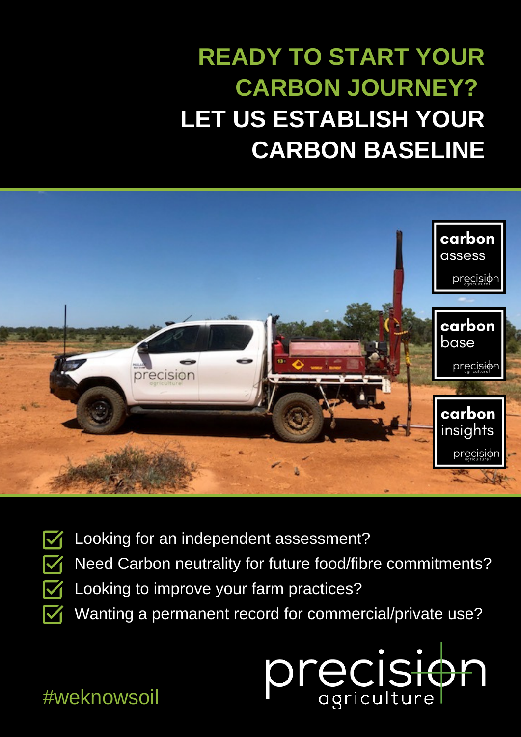# READY TO START YOUR CARBON JOURNEY?

# LET US ESTABLISH YOUR CARBON BASELINE

**carbon** assess

**carbon** base

**carbon** insights

- ☑ Looking for an independent assessment?
- ☑ Need Carbon neutrality for future food/fibre commitments?
- ☑ Looking to improve your farm practices?
- ☑ Wanting a permanent record for commercial/private use?

#weknowsoil

precision agriculture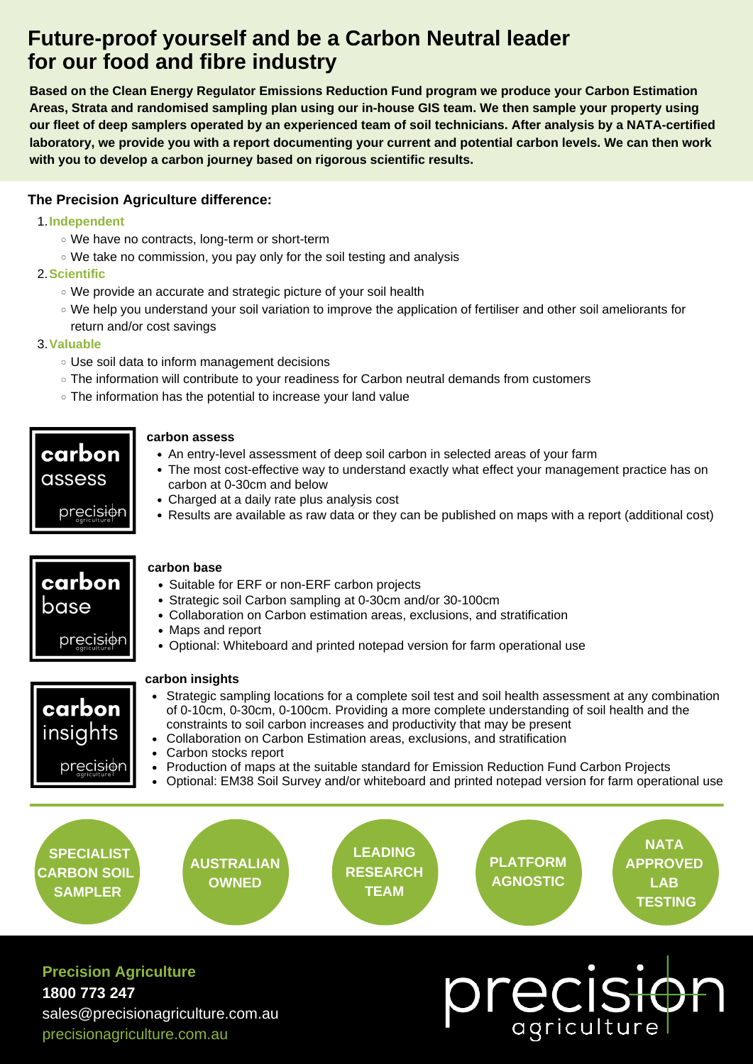# Future-proof yourself and be a Carbon Neutral leader for our food and fibre industry

**Based on the Clean Energy Regulator Emissions Reduction Fund program we produce your Carbon Estimation Areas, Strata and randomised sampling plan using our in-house GIS team. We then sample your property using our fleet of deep samplers operated by an experienced team of soil technicians. After analysis by a NATA-certified laboratory, we provide you with a report documenting your current and potential carbon levels. We can then work with you to develop a carbon journey based on rigorous scientific results.**

### The Precision Agriculture difference:

1. **Independent**
   - We have no contracts, long-term or short-term
   - We take no commission, you pay only for the soil testing and analysis
2. **Scientific**
   - We provide an accurate and strategic picture of your soil health
   - We help you understand your soil variation to improve the application of fertiliser and other soil ameliorants for return and/or cost savings
3. **Valuable**
   - Use soil data to inform management decisions
   - The information will contribute to your readiness for Carbon neutral demands from customers
   - The information has the potential to increase your land value

carbon assess precision agriculture

**carbon assess**

- An entry-level assessment of deep soil carbon in selected areas of your farm
- The most cost-effective way to understand exactly what effect your management practice has on carbon at 0-30cm and below
- Charged at a daily rate plus analysis cost
- Results are available as raw data or they can be published on maps with a report (additional cost)

carbon base precision agriculture

**carbon base**

- Suitable for ERF or non-ERF carbon projects
- Strategic soil Carbon sampling at 0-30cm and/or 30-100cm
- Collaboration on Carbon estimation areas, exclusions, and stratification
- Maps and report
- Optional: Whiteboard and printed notepad version for farm operational use

carbon insights precision agriculture

**carbon insights**

- Strategic sampling locations for a complete soil test and soil health assessment at any combination of 0-10cm, 0-30cm, 0-100cm. Providing a more complete understanding of soil health and the constraints to soil carbon increases and productivity that may be present
- Collaboration on Carbon Estimation areas, exclusions, and stratification
- Carbon stocks report
- Production of maps at the suitable standard for Emission Reduction Fund Carbon Projects
- Optional: EM38 Soil Survey and/or whiteboard and printed notepad version for farm operational use

**SPECIALIST CARBON SOIL SAMPLER**

**AUSTRALIAN OWNED**

**LEADING RESEARCH TEAM**

**PLATFORM AGNOSTIC**

**NATA APPROVED LAB TESTING**

**Precision Agriculture**
**1800 773 247**
sales@precisionagriculture.com.au
precisionagriculture.com.au

precision agriculture